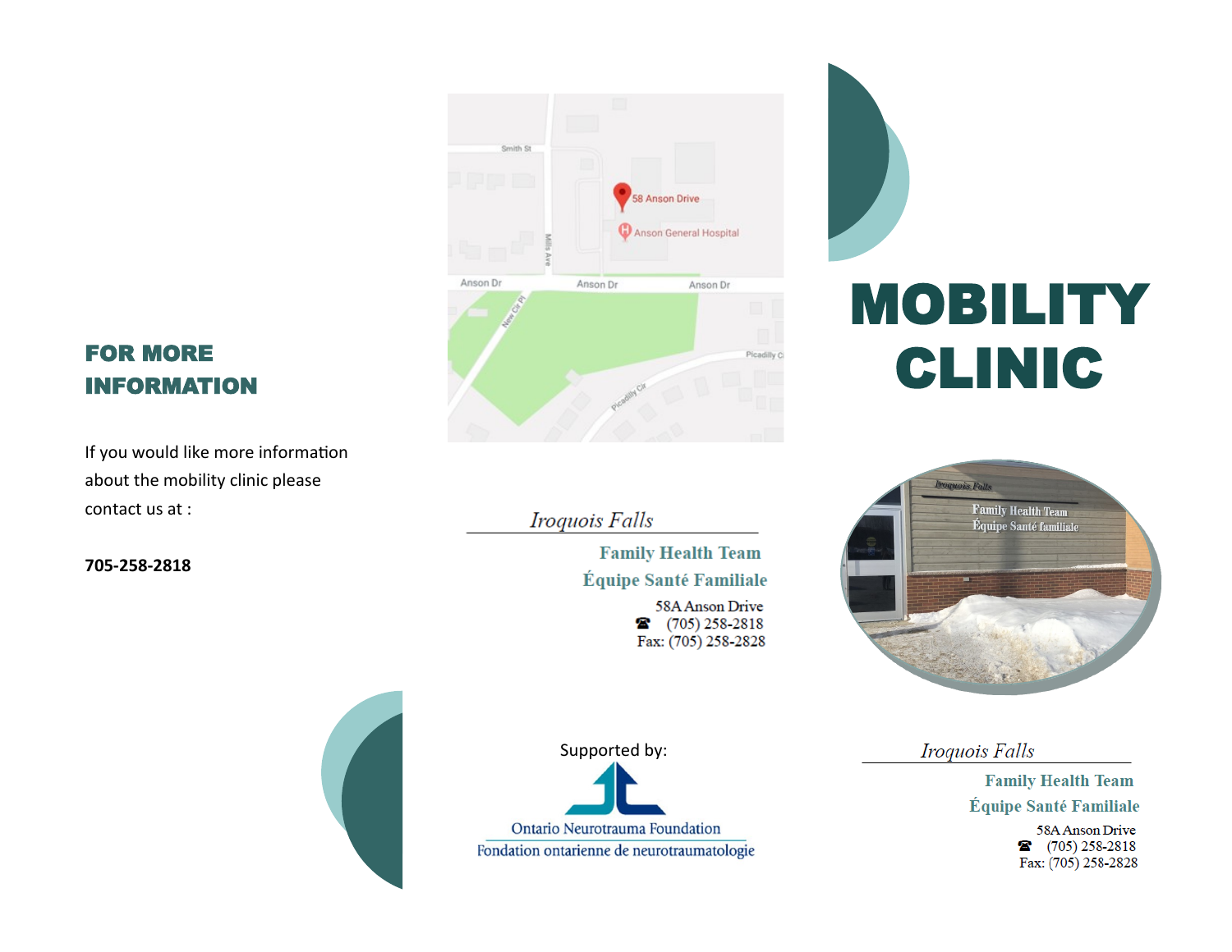## FOR MORE INFORMATION

If you would like more information about the mobility clinic please contact us at :

**705-258-2818**

*Iroquois Falls*

**Family Health Team**

**Équipe Santé Familiale**

58A Anson Drive

☎ (705) 258-2818

Fax: (705) 258-2828

Supported by:

Ontario Neurotrauma Foundation

Fondation ontarienne de neurotraumatologie

# MOBILITY CLINIC

*Iroquois Falls*

**Family Health Team**

**Équipe Santé Familiale**

58A Anson Drive

☎ (705) 258-2818

Fax: (705) 258-2828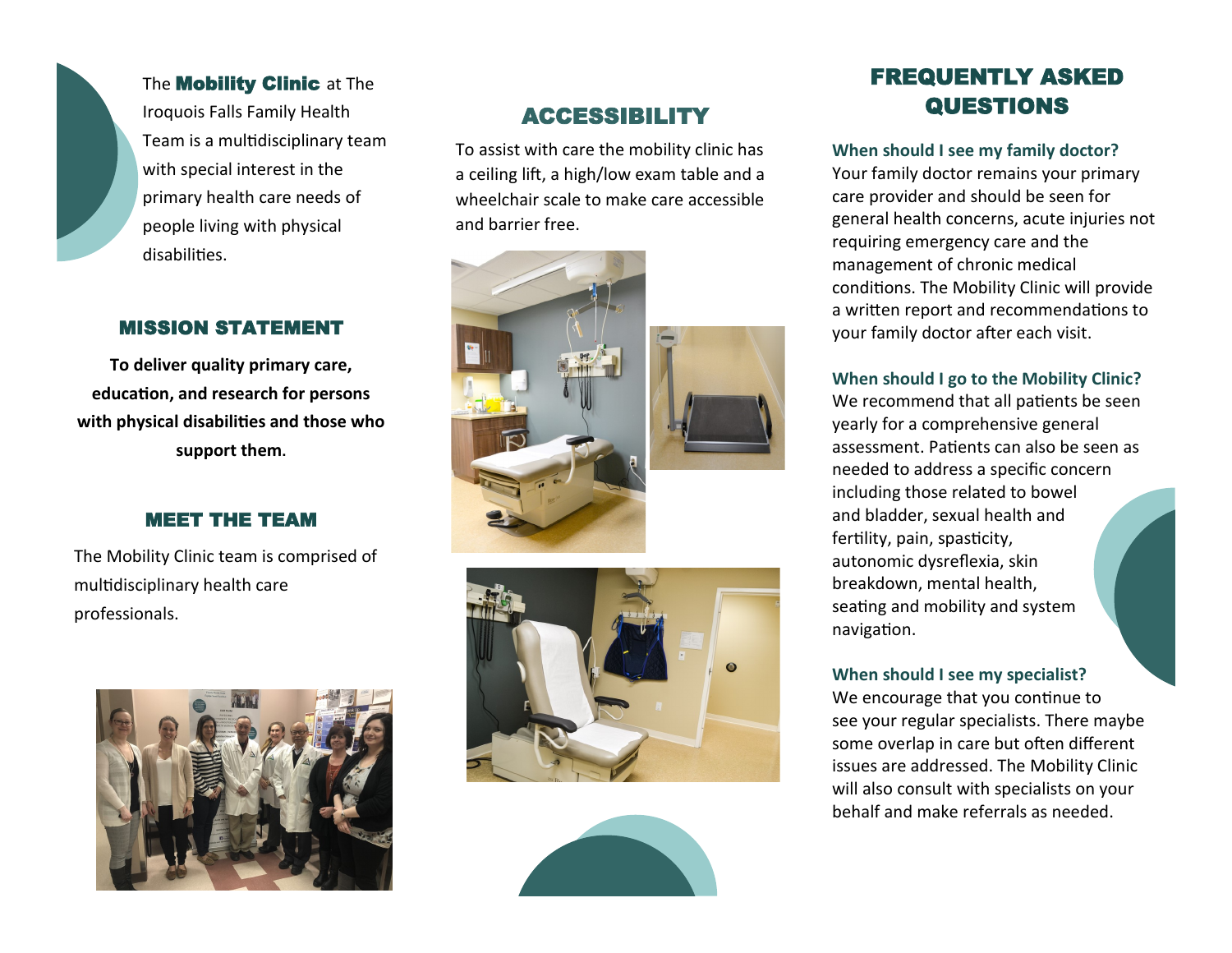The **Mobility Clinic** at The Iroquois Falls Family Health Team is a multidisciplinary team with special interest in the primary health care needs of people living with physical disabilities.

## MISSION STATEMENT

**To deliver quality primary care, education, and research for persons with physical disabilities and those who support them**.

## MEET THE TEAM

The Mobility Clinic team is comprised of multidisciplinary health care professionals.

## ACCESSIBILITY

To assist with care the mobility clinic has a ceiling lift, a high/low exam table and a wheelchair scale to make care accessible and barrier free.

## FREQUENTLY ASKED QUESTIONS

**When should I see my family doctor?**

Your family doctor remains your primary care provider and should be seen for general health concerns, acute injuries not requiring emergency care and the management of chronic medical conditions. The Mobility Clinic will provide a written report and recommendations to your family doctor after each visit.

**When should I go to the Mobility Clinic?**

We recommend that all patients be seen yearly for a comprehensive general assessment. Patients can also be seen as needed to address a specific concern including those related to bowel and bladder, sexual health and fertility, pain, spasticity, autonomic dysreflexia, skin breakdown, mental health, seating and mobility and system navigation.

**When should I see my specialist?**

We encourage that you continue to see your regular specialists. There maybe some overlap in care but often different issues are addressed. The Mobility Clinic will also consult with specialists on your behalf and make referrals as needed.